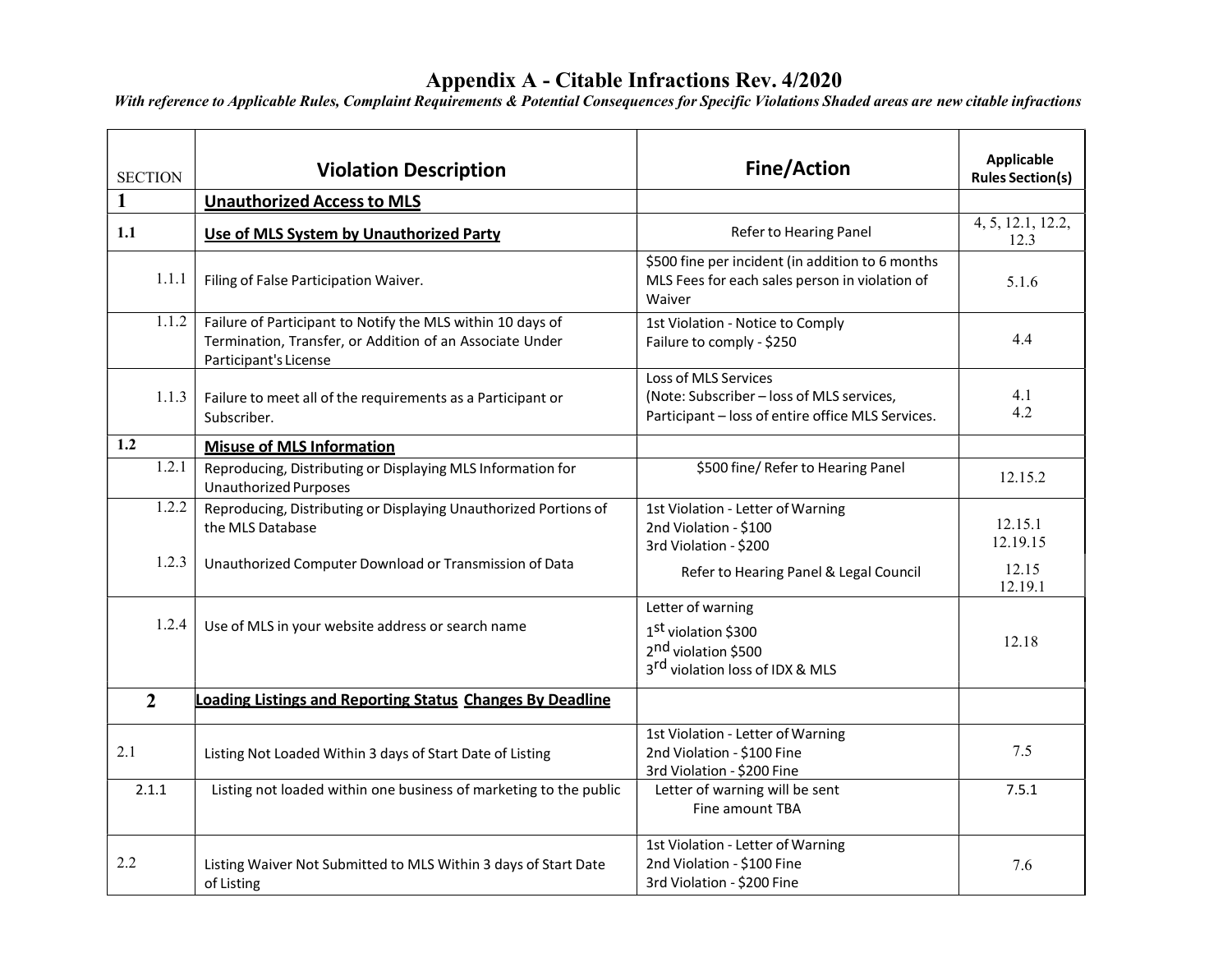# Appendix A - Citable Infractions Rev. 4/2020

***With reference to Applicable Rules, Complaint Requirements & Potential Consequences for Specific Violations Shaded areas are new citable infractions***

| SECTION | Violation Description | Fine/Action | Applicable Rules Section(s) |
|---|---|---|---|
| **1** | **Unauthorized Access to MLS** | | |
| **1.1** | **Use of MLS System by Unauthorized Party** | Refer to Hearing Panel | 4, 5, 12.1, 12.2, 12.3 |
| 1.1.1 | Filing of False Participation Waiver. | $500 fine per incident (in addition to 6 months MLS Fees for each sales person in violation of Waiver | 5.1.6 |
| 1.1.2 | Failure of Participant to Notify the MLS within 10 days of Termination, Transfer, or Addition of an Associate Under Participant's License | 1st Violation - Notice to Comply<br>Failure to comply - $250 | 4.4 |
| 1.1.3 | Failure to meet all of the requirements as a Participant or Subscriber. | Loss of MLS Services<br>(Note: Subscriber – loss of MLS services, Participant – loss of entire office MLS Services. | 4.1<br>4.2 |
| **1.2** | **Misuse of MLS Information** | | |
| 1.2.1 | Reproducing, Distributing or Displaying MLS Information for Unauthorized Purposes | $500 fine/ Refer to Hearing Panel | 12.15.2 |
| 1.2.2 | Reproducing, Distributing or Displaying Unauthorized Portions of the MLS Database | 1st Violation - Letter of Warning<br>2nd Violation - $100<br>3rd Violation - $200 | 12.15.1<br>12.19.15 |
| 1.2.3 | Unauthorized Computer Download or Transmission of Data | Refer to Hearing Panel & Legal Council | 12.15<br>12.19.1 |
| 1.2.4 | Use of MLS in your website address or search name | Letter of warning<br>1st violation $300<br>2nd violation $500<br>3rd violation loss of IDX & MLS | 12.18 |
| **2** | **Loading Listings and Reporting Status Changes By Deadline** | | |
| 2.1 | Listing Not Loaded Within 3 days of Start Date of Listing | 1st Violation - Letter of Warning<br>2nd Violation - $100 Fine<br>3rd Violation - $200 Fine | 7.5 |
| 2.1.1 | Listing not loaded within one business of marketing to the public | Letter of warning will be sent<br>Fine amount TBA | 7.5.1 |
| 2.2 | Listing Waiver Not Submitted to MLS Within 3 days of Start Date of Listing | 1st Violation - Letter of Warning<br>2nd Violation - $100 Fine<br>3rd Violation - $200 Fine | 7.6 |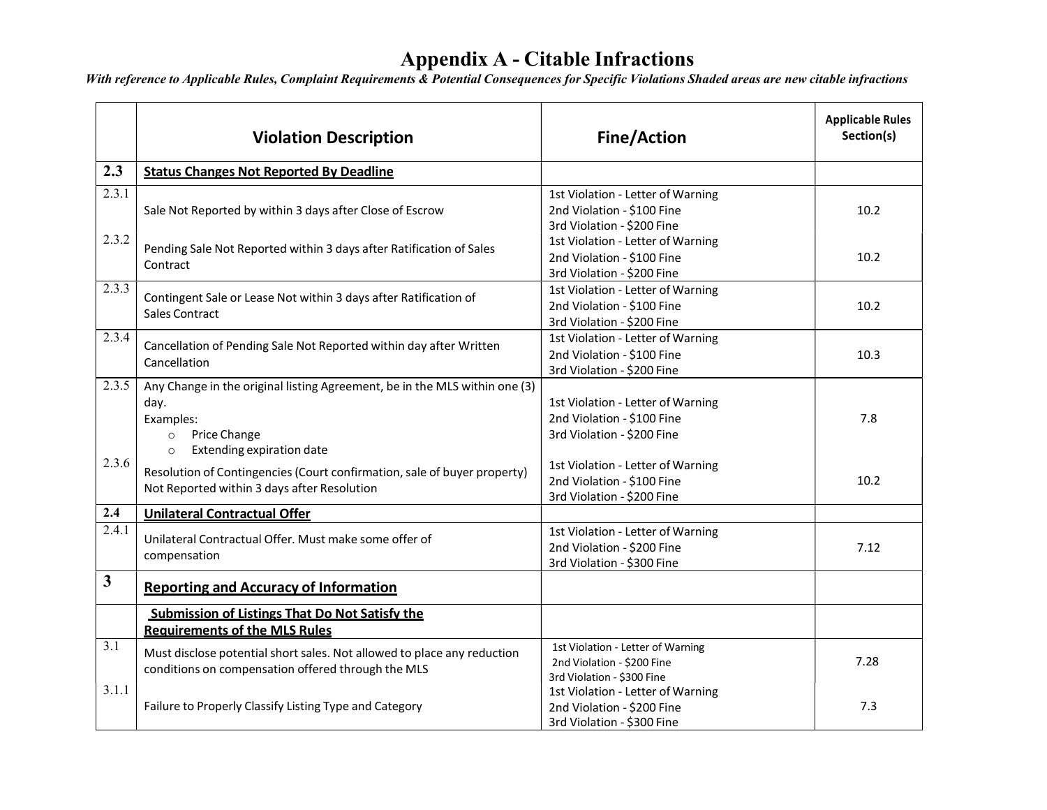# Appendix A - Citable Infractions

*With reference to Applicable Rules, Complaint Requirements & Potential Consequences for Specific Violations Shaded areas are new citable infractions*

| | Violation Description | Fine/Action | Applicable Rules Section(s) |
|---|---|---|---|
| **2.3** | **Status Changes Not Reported By Deadline** | | |
| 2.3.1 | Sale Not Reported by within 3 days after Close of Escrow | 1st Violation - Letter of Warning<br>2nd Violation - $100 Fine<br>3rd Violation - $200 Fine | 10.2 |
| 2.3.2 | Pending Sale Not Reported within 3 days after Ratification of Sales Contract | 1st Violation - Letter of Warning<br>2nd Violation - $100 Fine<br>3rd Violation - $200 Fine | 10.2 |
| 2.3.3 | Contingent Sale or Lease Not within 3 days after Ratification of Sales Contract | 1st Violation - Letter of Warning<br>2nd Violation - $100 Fine<br>3rd Violation - $200 Fine | 10.2 |
| 2.3.4 | Cancellation of Pending Sale Not Reported within day after Written Cancellation | 1st Violation - Letter of Warning<br>2nd Violation - $100 Fine<br>3rd Violation - $200 Fine | 10.3 |
| 2.3.5 | Any Change in the original listing Agreement, be in the MLS within one (3) day.<br>Examples:<br>○ Price Change<br>○ Extending expiration date | 1st Violation - Letter of Warning<br>2nd Violation - $100 Fine<br>3rd Violation - $200 Fine | 7.8 |
| 2.3.6 | Resolution of Contingencies (Court confirmation, sale of buyer property) Not Reported within 3 days after Resolution | 1st Violation - Letter of Warning<br>2nd Violation - $100 Fine<br>3rd Violation - $200 Fine | 10.2 |
| **2.4** | **Unilateral Contractual Offer** | | |
| 2.4.1 | Unilateral Contractual Offer. Must make some offer of compensation | 1st Violation - Letter of Warning<br>2nd Violation - $200 Fine<br>3rd Violation - $300 Fine | 7.12 |
| **3** | **Reporting and Accuracy of Information** | | |
| | **Submission of Listings That Do Not Satisfy the Requirements of the MLS Rules** | | |
| 3.1 | Must disclose potential short sales. Not allowed to place any reduction conditions on compensation offered through the MLS | 1st Violation - Letter of Warning<br>2nd Violation - $200 Fine<br>3rd Violation - $300 Fine | 7.28 |
| 3.1.1 | Failure to Properly Classify Listing Type and Category | 1st Violation - Letter of Warning<br>2nd Violation - $200 Fine<br>3rd Violation - $300 Fine | 7.3 |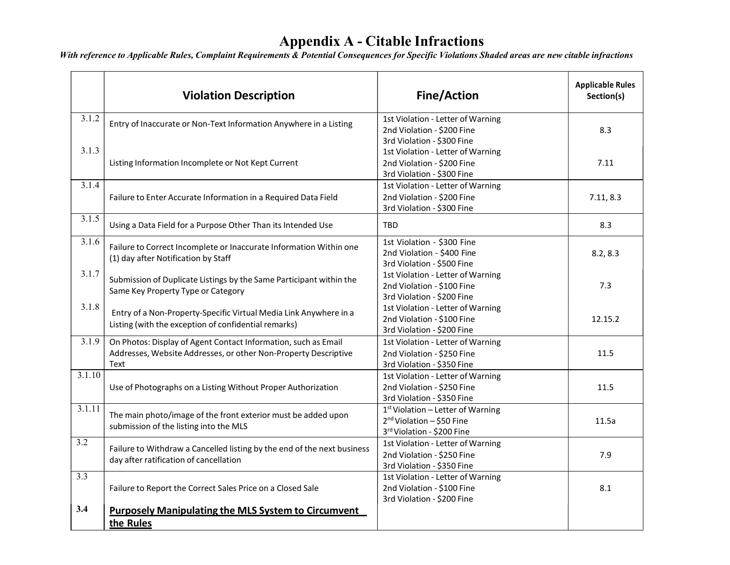# Appendix A - Citable Infractions

***With reference to Applicable Rules, Complaint Requirements & Potential Consequences for Specific Violations Shaded areas are new citable infractions***

| | Violation Description | Fine/Action | Applicable Rules Section(s) |
|---|---|---|---|
| 3.1.2 | Entry of Inaccurate or Non-Text Information Anywhere in a Listing | 1st Violation - Letter of Warning<br>2nd Violation - $200 Fine<br>3rd Violation - $300 Fine | 8.3 |
| 3.1.3 | Listing Information Incomplete or Not Kept Current | 1st Violation - Letter of Warning<br>2nd Violation - $200 Fine<br>3rd Violation - $300 Fine | 7.11 |
| 3.1.4 | Failure to Enter Accurate Information in a Required Data Field | 1st Violation - Letter of Warning<br>2nd Violation - $200 Fine<br>3rd Violation - $300 Fine | 7.11, 8.3 |
| 3.1.5 | Using a Data Field for a Purpose Other Than its Intended Use | TBD | 8.3 |
| 3.1.6 | Failure to Correct Incomplete or Inaccurate Information Within one (1) day after Notification by Staff | 1st Violation - $300 Fine<br>2nd Violation - $400 Fine<br>3rd Violation - $500 Fine | 8.2, 8.3 |
| 3.1.7 | Submission of Duplicate Listings by the Same Participant within the Same Key Property Type or Category | 1st Violation - Letter of Warning<br>2nd Violation - $100 Fine<br>3rd Violation - $200 Fine | 7.3 |
| 3.1.8 | Entry of a Non-Property-Specific Virtual Media Link Anywhere in a Listing (with the exception of confidential remarks) | 1st Violation - Letter of Warning<br>2nd Violation - $100 Fine<br>3rd Violation - $200 Fine | 12.15.2 |
| 3.1.9 | On Photos: Display of Agent Contact Information, such as Email Addresses, Website Addresses, or other Non-Property Descriptive Text | 1st Violation - Letter of Warning<br>2nd Violation - $250 Fine<br>3rd Violation - $350 Fine | 11.5 |
| 3.1.10 | Use of Photographs on a Listing Without Proper Authorization | 1st Violation - Letter of Warning<br>2nd Violation - $250 Fine<br>3rd Violation - $350 Fine | 11.5 |
| 3.1.11 | The main photo/image of the front exterior must be added upon submission of the listing into the MLS | 1st Violation – Letter of Warning<br>2nd Violation – $50 Fine<br>3rd Violation - $200 Fine | 11.5a |
| 3.2 | Failure to Withdraw a Cancelled listing by the end of the next business day after ratification of cancellation | 1st Violation - Letter of Warning<br>2nd Violation - $250 Fine<br>3rd Violation - $350 Fine | 7.9 |
| 3.3 | Failure to Report the Correct Sales Price on a Closed Sale | 1st Violation - Letter of Warning<br>2nd Violation - $100 Fine<br>3rd Violation - $200 Fine | 8.1 |
| **3.4** | **Purposely Manipulating the MLS System to Circumvent the Rules** | | |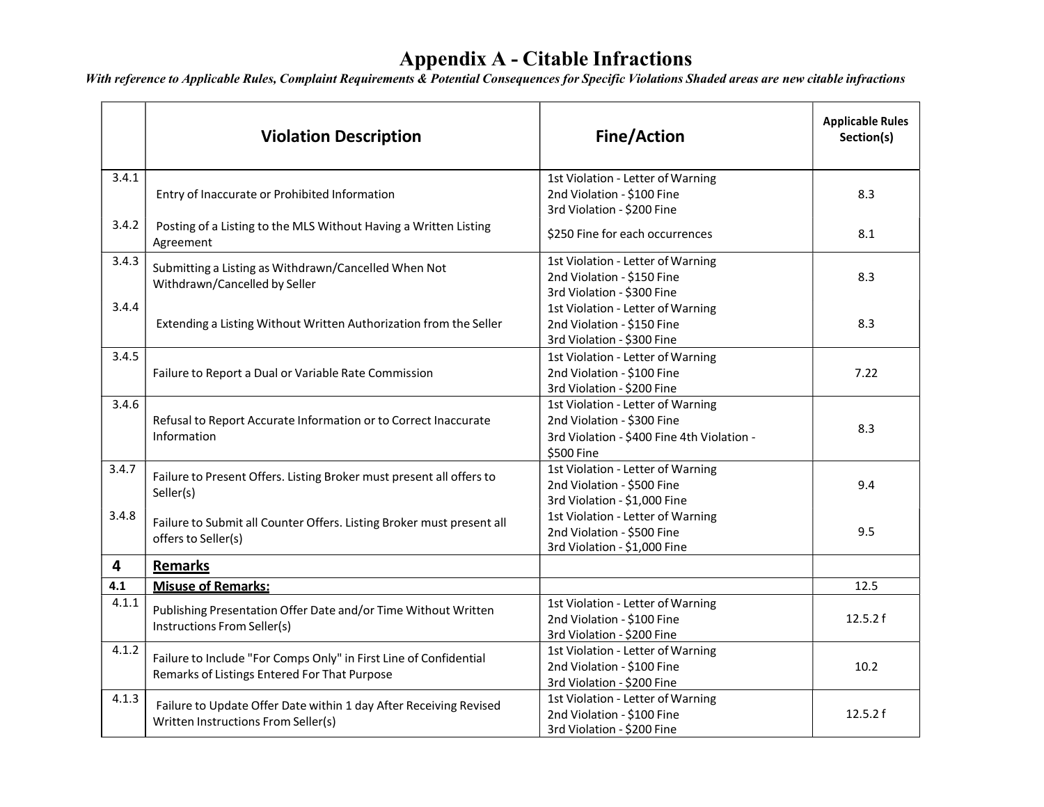# Appendix A - Citable Infractions

*With reference to Applicable Rules, Complaint Requirements & Potential Consequences for Specific Violations Shaded areas are new citable infractions*

| | Violation Description | Fine/Action | Applicable Rules Section(s) |
|---|---|---|---|
| 3.4.1 | Entry of Inaccurate or Prohibited Information | 1st Violation - Letter of Warning<br>2nd Violation - $100 Fine<br>3rd Violation - $200 Fine | 8.3 |
| 3.4.2 | Posting of a Listing to the MLS Without Having a Written Listing Agreement | $250 Fine for each occurrences | 8.1 |
| 3.4.3 | Submitting a Listing as Withdrawn/Cancelled When Not Withdrawn/Cancelled by Seller | 1st Violation - Letter of Warning<br>2nd Violation - $150 Fine<br>3rd Violation - $300 Fine | 8.3 |
| 3.4.4 | Extending a Listing Without Written Authorization from the Seller | 1st Violation - Letter of Warning<br>2nd Violation - $150 Fine<br>3rd Violation - $300 Fine | 8.3 |
| 3.4.5 | Failure to Report a Dual or Variable Rate Commission | 1st Violation - Letter of Warning<br>2nd Violation - $100 Fine<br>3rd Violation - $200 Fine | 7.22 |
| 3.4.6 | Refusal to Report Accurate Information or to Correct Inaccurate Information | 1st Violation - Letter of Warning<br>2nd Violation - $300 Fine<br>3rd Violation - $400 Fine 4th Violation - $500 Fine | 8.3 |
| 3.4.7 | Failure to Present Offers. Listing Broker must present all offers to Seller(s) | 1st Violation - Letter of Warning<br>2nd Violation - $500 Fine<br>3rd Violation - $1,000 Fine | 9.4 |
| 3.4.8 | Failure to Submit all Counter Offers. Listing Broker must present all offers to Seller(s) | 1st Violation - Letter of Warning<br>2nd Violation - $500 Fine<br>3rd Violation - $1,000 Fine | 9.5 |
| **4** | **Remarks** | | |
| **4.1** | **Misuse of Remarks:** | | 12.5 |
| 4.1.1 | Publishing Presentation Offer Date and/or Time Without Written Instructions From Seller(s) | 1st Violation - Letter of Warning<br>2nd Violation - $100 Fine<br>3rd Violation - $200 Fine | 12.5.2 f |
| 4.1.2 | Failure to Include "For Comps Only" in First Line of Confidential Remarks of Listings Entered For That Purpose | 1st Violation - Letter of Warning<br>2nd Violation - $100 Fine<br>3rd Violation - $200 Fine | 10.2 |
| 4.1.3 | Failure to Update Offer Date within 1 day After Receiving Revised Written Instructions From Seller(s) | 1st Violation - Letter of Warning<br>2nd Violation - $100 Fine<br>3rd Violation - $200 Fine | 12.5.2 f |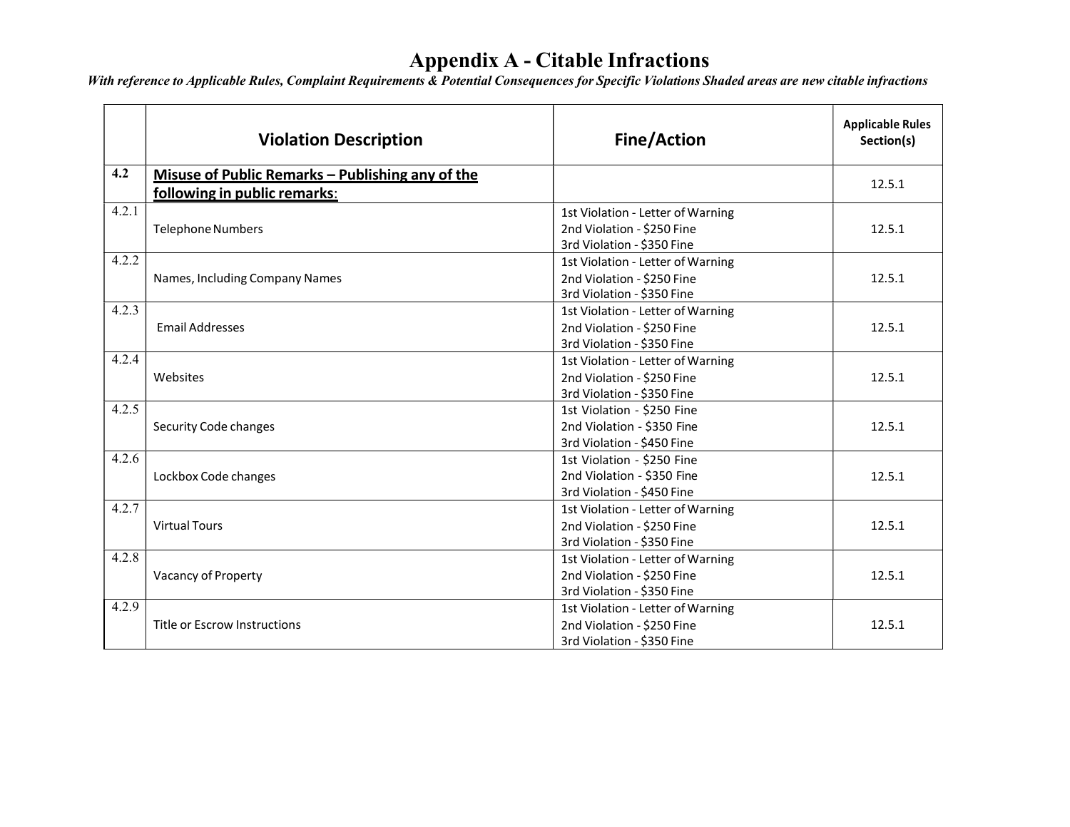# Appendix A - Citable Infractions

***With reference to Applicable Rules, Complaint Requirements & Potential Consequences for Specific Violations Shaded areas are new citable infractions***

| | Violation Description | Fine/Action | Applicable Rules Section(s) |
|---|---|---|---|
| **4.2** | **<u>Misuse of Public Remarks – Publishing any of the following in public remarks</u>**: | | 12.5.1 |
| 4.2.1 | Telephone Numbers | 1st Violation - Letter of Warning<br>2nd Violation - $250 Fine<br>3rd Violation - $350 Fine | 12.5.1 |
| 4.2.2 | Names, Including Company Names | 1st Violation - Letter of Warning<br>2nd Violation - $250 Fine<br>3rd Violation - $350 Fine | 12.5.1 |
| 4.2.3 | Email Addresses | 1st Violation - Letter of Warning<br>2nd Violation - $250 Fine<br>3rd Violation - $350 Fine | 12.5.1 |
| 4.2.4 | Websites | 1st Violation - Letter of Warning<br>2nd Violation - $250 Fine<br>3rd Violation - $350 Fine | 12.5.1 |
| 4.2.5 | Security Code changes | 1st Violation - $250 Fine<br>2nd Violation - $350 Fine<br>3rd Violation - $450 Fine | 12.5.1 |
| 4.2.6 | Lockbox Code changes | 1st Violation - $250 Fine<br>2nd Violation - $350 Fine<br>3rd Violation - $450 Fine | 12.5.1 |
| 4.2.7 | Virtual Tours | 1st Violation - Letter of Warning<br>2nd Violation - $250 Fine<br>3rd Violation - $350 Fine | 12.5.1 |
| 4.2.8 | Vacancy of Property | 1st Violation - Letter of Warning<br>2nd Violation - $250 Fine<br>3rd Violation - $350 Fine | 12.5.1 |
| 4.2.9 | Title or Escrow Instructions | 1st Violation - Letter of Warning<br>2nd Violation - $250 Fine<br>3rd Violation - $350 Fine | 12.5.1 |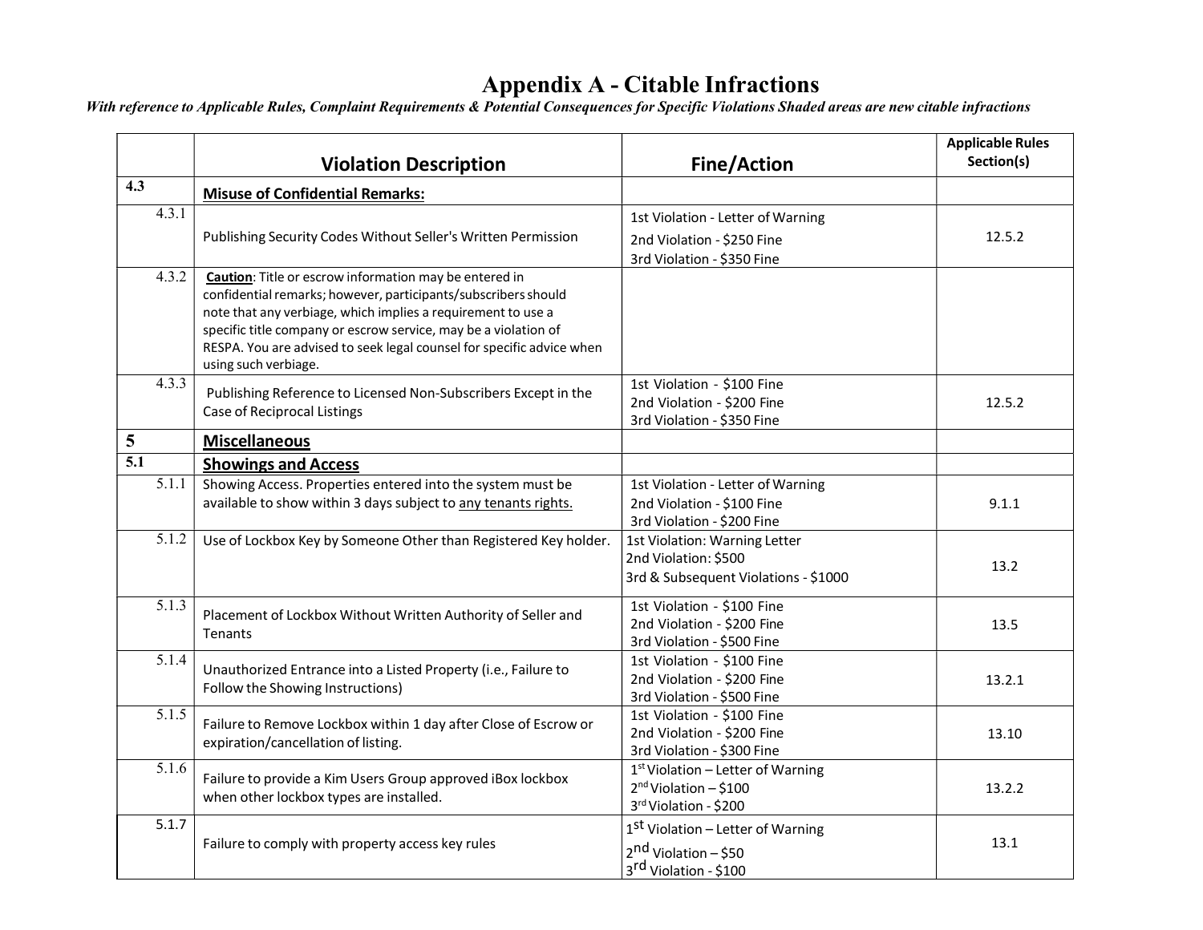# Appendix A - Citable Infractions

***With reference to Applicable Rules, Complaint Requirements & Potential Consequences for Specific Violations Shaded areas are new citable infractions***

| | Violation Description | Fine/Action | Applicable Rules Section(s) |
|---|---|---|---|
| **4.3** | **Misuse of Confidential Remarks:** | | |
| 4.3.1 | Publishing Security Codes Without Seller's Written Permission | 1st Violation - Letter of Warning<br>2nd Violation - $250 Fine<br>3rd Violation - $350 Fine | 12.5.2 |
| 4.3.2 | **Caution**: Title or escrow information may be entered in confidential remarks; however, participants/subscribers should note that any verbiage, which implies a requirement to use a specific title company or escrow service, may be a violation of RESPA. You are advised to seek legal counsel for specific advice when using such verbiage. | | |
| 4.3.3 | Publishing Reference to Licensed Non-Subscribers Except in the Case of Reciprocal Listings | 1st Violation - $100 Fine<br>2nd Violation - $200 Fine<br>3rd Violation - $350 Fine | 12.5.2 |
| **5** | **Miscellaneous** | | |
| **5.1** | **Showings and Access** | | |
| 5.1.1 | Showing Access. Properties entered into the system must be available to show within 3 days subject to any tenants rights. | 1st Violation - Letter of Warning<br>2nd Violation - $100 Fine<br>3rd Violation - $200 Fine | 9.1.1 |
| 5.1.2 | Use of Lockbox Key by Someone Other than Registered Key holder. | 1st Violation: Warning Letter<br>2nd Violation: $500<br>3rd & Subsequent Violations - $1000 | 13.2 |
| 5.1.3 | Placement of Lockbox Without Written Authority of Seller and Tenants | 1st Violation - $100 Fine<br>2nd Violation - $200 Fine<br>3rd Violation - $500 Fine | 13.5 |
| 5.1.4 | Unauthorized Entrance into a Listed Property (i.e., Failure to Follow the Showing Instructions) | 1st Violation - $100 Fine<br>2nd Violation - $200 Fine<br>3rd Violation - $500 Fine | 13.2.1 |
| 5.1.5 | Failure to Remove Lockbox within 1 day after Close of Escrow or expiration/cancellation of listing. | 1st Violation - $100 Fine<br>2nd Violation - $200 Fine<br>3rd Violation - $300 Fine | 13.10 |
| 5.1.6 | Failure to provide a Kim Users Group approved iBox lockbox when other lockbox types are installed. | 1st Violation – Letter of Warning<br>2nd Violation – $100<br>3rd Violation - $200 | 13.2.2 |
| 5.1.7 | Failure to comply with property access key rules | 1st Violation – Letter of Warning<br>2nd Violation – $50<br>3rd Violation - $100 | 13.1 |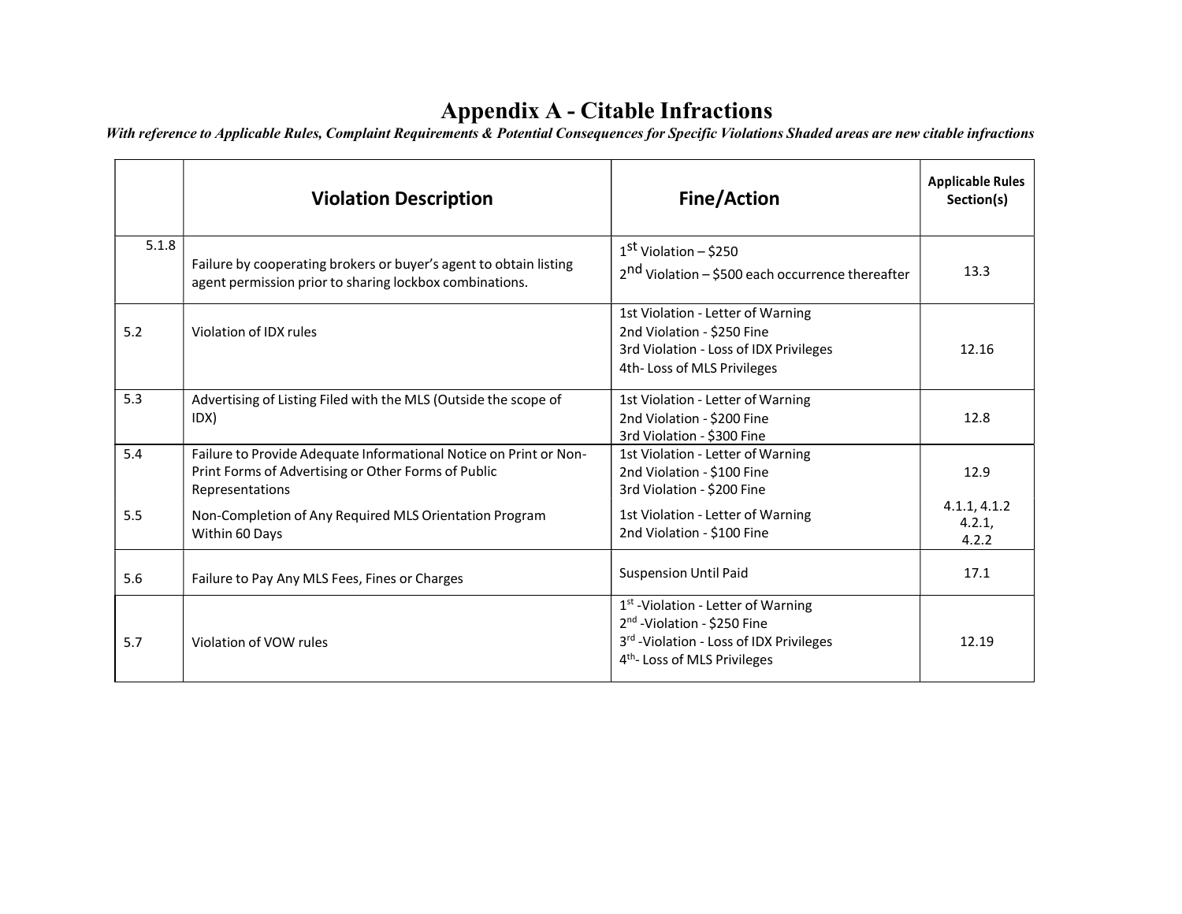# Appendix A - Citable Infractions

***With reference to Applicable Rules, Complaint Requirements & Potential Consequences for Specific Violations Shaded areas are new citable infractions***

| | Violation Description | Fine/Action | Applicable Rules Section(s) |
|---|---|---|---|
| 5.1.8 | Failure by cooperating brokers or buyer's agent to obtain listing agent permission prior to sharing lockbox combinations. | 1st Violation – $250<br>2nd Violation – $500 each occurrence thereafter | 13.3 |
| 5.2 | Violation of IDX rules | 1st Violation - Letter of Warning<br>2nd Violation - $250 Fine<br>3rd Violation - Loss of IDX Privileges<br>4th- Loss of MLS Privileges | 12.16 |
| 5.3 | Advertising of Listing Filed with the MLS (Outside the scope of IDX) | 1st Violation - Letter of Warning<br>2nd Violation - $200 Fine<br>3rd Violation - $300 Fine | 12.8 |
| 5.4 | Failure to Provide Adequate Informational Notice on Print or Non-Print Forms of Advertising or Other Forms of Public Representations | 1st Violation - Letter of Warning<br>2nd Violation - $100 Fine<br>3rd Violation - $200 Fine | 12.9 |
| 5.5 | Non-Completion of Any Required MLS Orientation Program Within 60 Days | 1st Violation - Letter of Warning<br>2nd Violation - $100 Fine | 4.1.1, 4.1.2<br>4.2.1,<br>4.2.2 |
| 5.6 | Failure to Pay Any MLS Fees, Fines or Charges | Suspension Until Paid | 17.1 |
| 5.7 | Violation of VOW rules | 1st -Violation - Letter of Warning<br>2nd -Violation - $250 Fine<br>3rd -Violation - Loss of IDX Privileges<br>4th- Loss of MLS Privileges | 12.19 |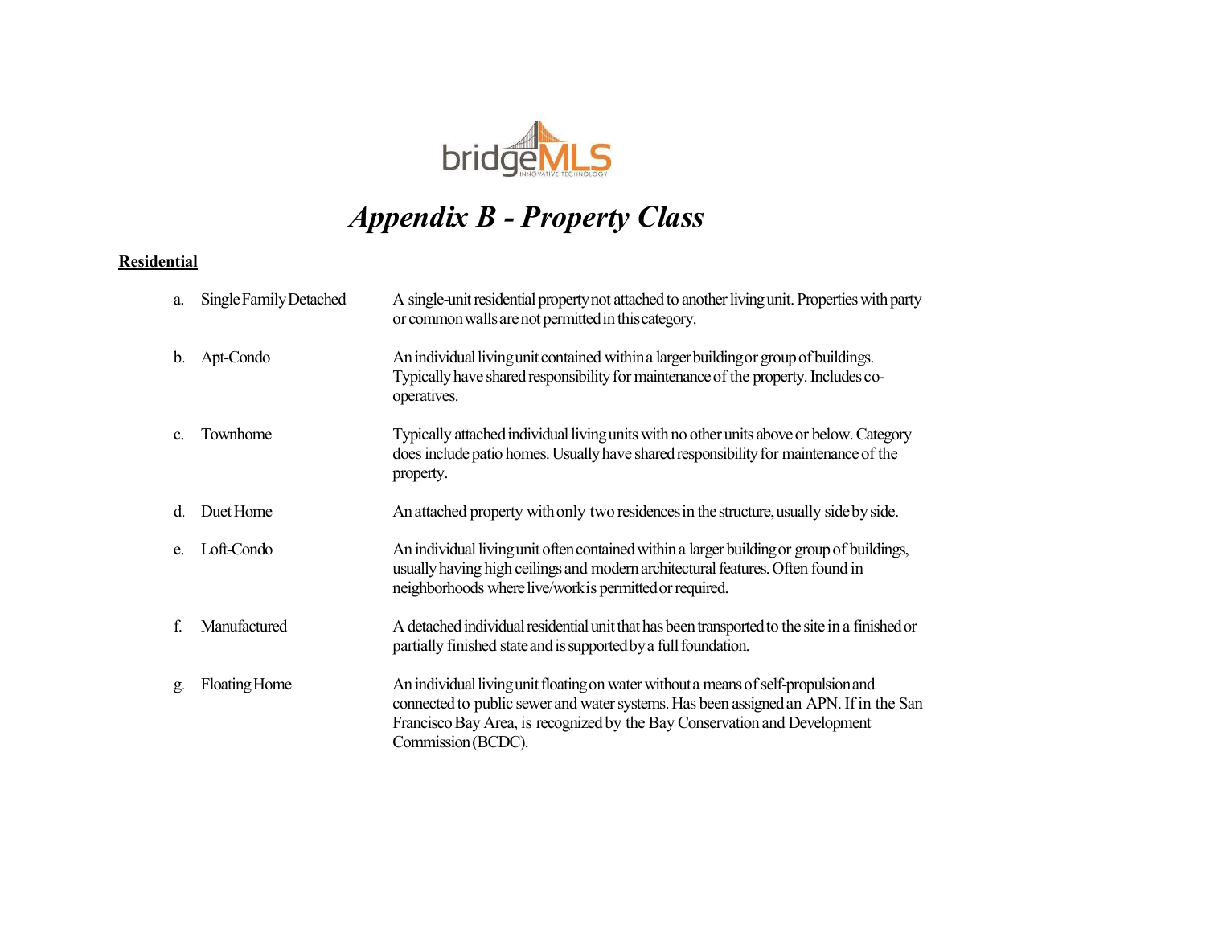# *Appendix B - Property Class*

**Residential**

a. Single Family Detached — A single-unit residential property not attached to another living unit. Properties with party or common walls are not permitted in this category.

b. Apt-Condo — An individual living unit contained within a larger building or group of buildings. Typically have shared responsibility for maintenance of the property. Includes co-operatives.

c. Townhome — Typically attached individual living units with no other units above or below. Category does include patio homes. Usually have shared responsibility for maintenance of the property.

d. Duet Home — An attached property with only two residences in the structure, usually side by side.

e. Loft-Condo — An individual living unit often contained within a larger building or group of buildings, usually having high ceilings and modern architectural features. Often found in neighborhoods where live/work is permitted or required.

f. Manufactured — A detached individual residential unit that has been transported to the site in a finished or partially finished state and is supported by a full foundation.

g. Floating Home — An individual living unit floating on water without a means of self-propulsion and connected to public sewer and water systems. Has been assigned an APN. If in the San Francisco Bay Area, is recognized by the Bay Conservation and Development Commission (BCDC).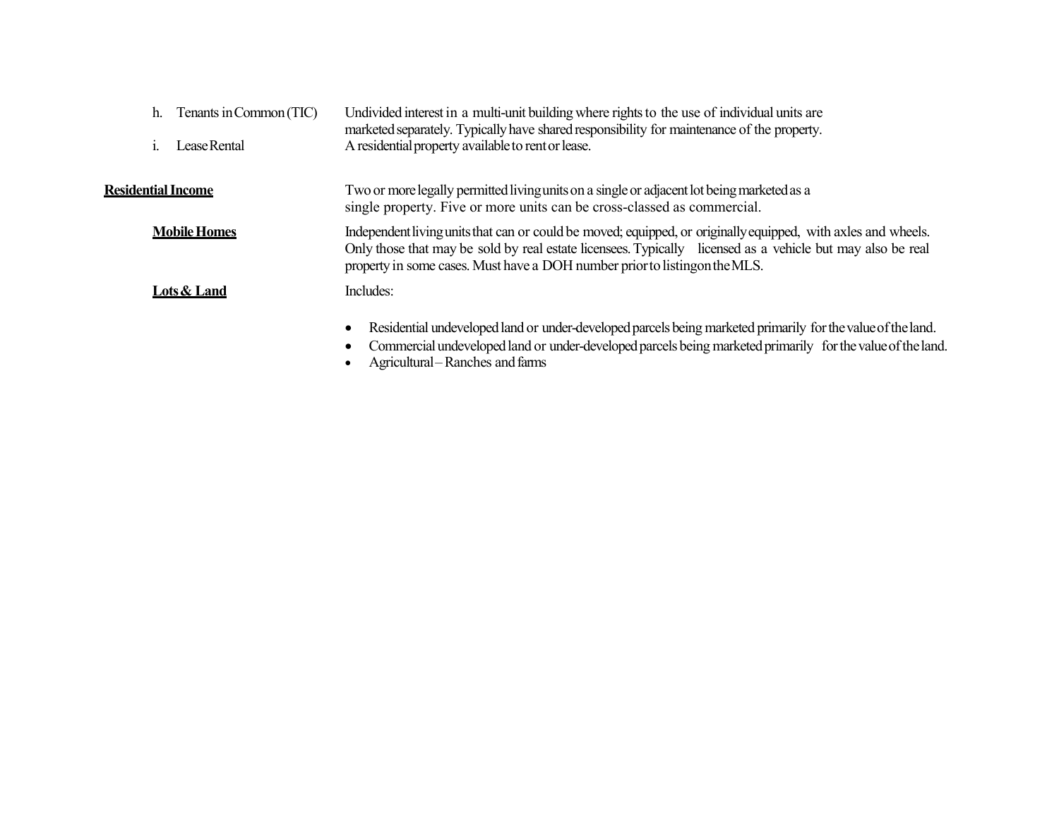| | |
|---|---|
| h. Tenants in Common (TIC) | Undivided interest in a multi-unit building where rights to the use of individual units are marketed separately. Typically have shared responsibility for maintenance of the property. |
| i. Lease Rental | A residential property available to rent or lease. |
| **<u>Residential Income</u>** | Two or more legally permitted living units on a single or adjacent lot being marketed as a single property. Five or more units can be cross-classed as commercial. |
| **<u>Mobile Homes</u>** | Independent living units that can or could be moved; equipped, or originally equipped, with axles and wheels. Only those that may be sold by real estate licensees. Typically licensed as a vehicle but may also be real property in some cases. Must have a DOH number prior to listing on the MLS. |
| **<u>Lots & Land</u>** | Includes: |

- Residential undeveloped land or under-developed parcels being marketed primarily for the value of the land.
- Commercial undeveloped land or under-developed parcels being marketed primarily for the value of the land.
- Agricultural – Ranches and farms